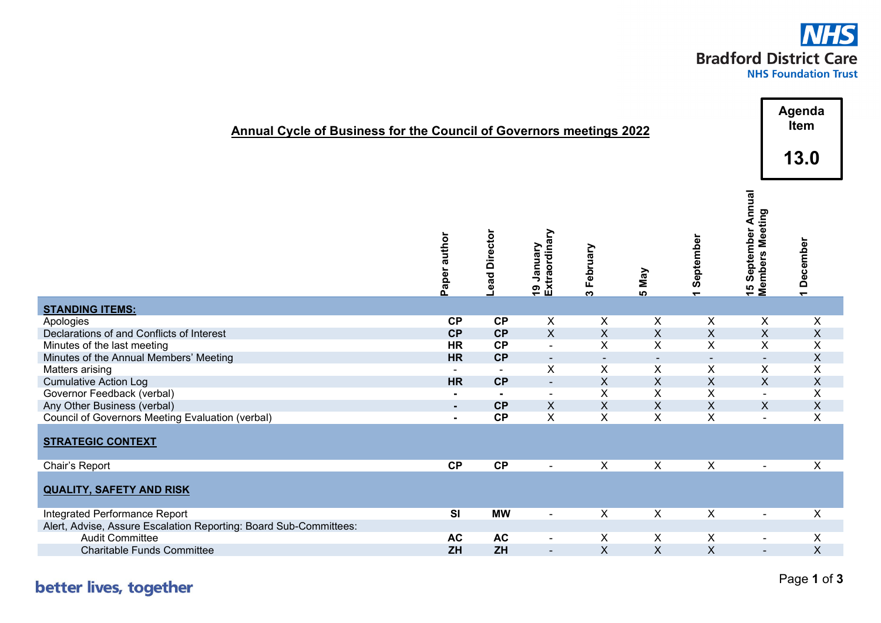Agenda Item

13.0

# Annual Cycle of Business for the Council of Governors meetings 2022

| | Paper author | Lead Director | 19 January Extraordinary | 3 February | 5 May | 1 September | 15 September Annual Members Meeting | 1 December |
|---|---|---|---|---|---|---|---|---|
| **STANDING ITEMS:** | | | | | | | | |
| Apologies | **CP** | **CP** | X | X | X | X | X | X |
| Declarations of and Conflicts of Interest | **CP** | **CP** | X | X | X | X | X | X |
| Minutes of the last meeting | **HR** | **CP** | - | X | X | X | X | X |
| Minutes of the Annual Members' Meeting | **HR** | **CP** | - | - | - | - | - | X |
| Matters arising | - | - | X | X | X | X | X | X |
| Cumulative Action Log | **HR** | **CP** | - | X | X | X | X | X |
| Governor Feedback (verbal) | **-** | **-** | - | X | X | X | - | X |
| Any Other Business (verbal) | **-** | **CP** | X | X | X | X | X | X |
| Council of Governors Meeting Evaluation (verbal) | **-** | **CP** | X | X | X | X | - | X |
| **STRATEGIC CONTEXT** | | | | | | | | |
| Chair's Report | **CP** | **CP** | - | X | X | X | - | X |
| **QUALITY, SAFETY AND RISK** | | | | | | | | |
| Integrated Performance Report | **SI** | **MW** | - | X | X | X | - | X |
| Alert, Advise, Assure Escalation Reporting: Board Sub-Committees: | | | | | | | | |
| Audit Committee | **AC** | **AC** | - | X | X | X | - | X |
| Charitable Funds Committee | **ZH** | **ZH** | - | X | X | X | - | X |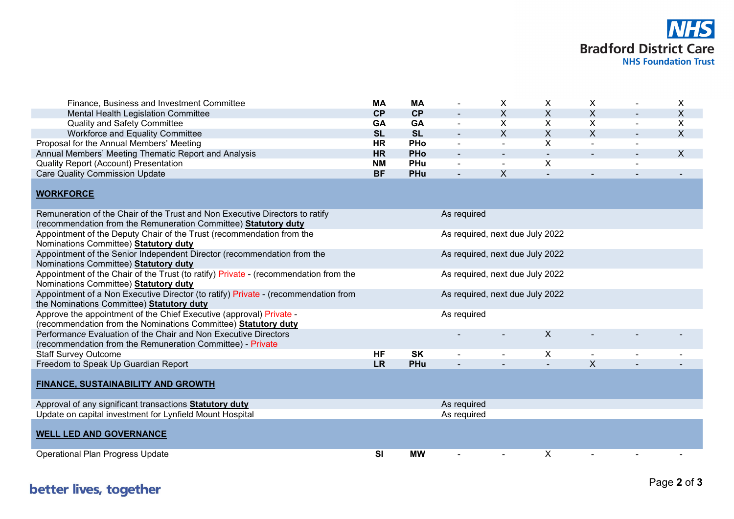| | | | | | | | | |
|---|---|---|---|---|---|---|---|---|
| Finance, Business and Investment Committee | **MA** | **MA** | - | X | X | X | - | X |
| Mental Health Legislation Committee | **CP** | **CP** | - | X | X | X | - | X |
| Quality and Safety Committee | **GA** | **GA** | - | X | X | X | - | X |
| Workforce and Equality Committee | **SL** | **SL** | - | X | X | X | - | X |
| Proposal for the Annual Members' Meeting | **HR** | **PHo** | - | - | X | - | - | |
| Annual Members' Meeting Thematic Report and Analysis | **HR** | **PHo** | - | - | - | - | - | X |
| Quality Report (Account) Presentation | **NM** | **PHu** | - | - | X | | - | |
| Care Quality Commission Update | **BF** | **PHu** | - | X | - | - | - | - |
| **WORKFORCE** | | | | | | | | |
| Remuneration of the Chair of the Trust and Non Executive Directors to ratify (recommendation from the Remuneration Committee) **Statutory duty** | | | As required | | | | | |
| Appointment of the Deputy Chair of the Trust (recommendation from the Nominations Committee) **Statutory duty** | | | As required, next due July 2022 | | | | | |
| Appointment of the Senior Independent Director (recommendation from the Nominations Committee) **Statutory duty** | | | As required, next due July 2022 | | | | | |
| Appointment of the Chair of the Trust (to ratify) Private - (recommendation from the Nominations Committee) **Statutory duty** | | | As required, next due July 2022 | | | | | |
| Appointment of a Non Executive Director (to ratify) Private - (recommendation from the Nominations Committee) **Statutory duty** | | | As required, next due July 2022 | | | | | |
| Approve the appointment of the Chief Executive (approval) Private - (recommendation from the Nominations Committee) **Statutory duty** | | | As required | | | | | |
| Performance Evaluation of the Chair and Non Executive Directors (recommendation from the Remuneration Committee) - Private | | | - | - | X | - | - | - |
| Staff Survey Outcome | **HF** | **SK** | - | - | X | - | - | - |
| Freedom to Speak Up Guardian Report | **LR** | **PHu** | - | - | - | X | - | - |
| **FINANCE, SUSTAINABILITY AND GROWTH** | | | | | | | | |
| Approval of any significant transactions **Statutory duty** | | | As required | | | | | |
| Update on capital investment for Lynfield Mount Hospital | | | As required | | | | | |
| **WELL LED AND GOVERNANCE** | | | | | | | | |
| Operational Plan Progress Update | **SI** | **MW** | - | - | X | - | - | - |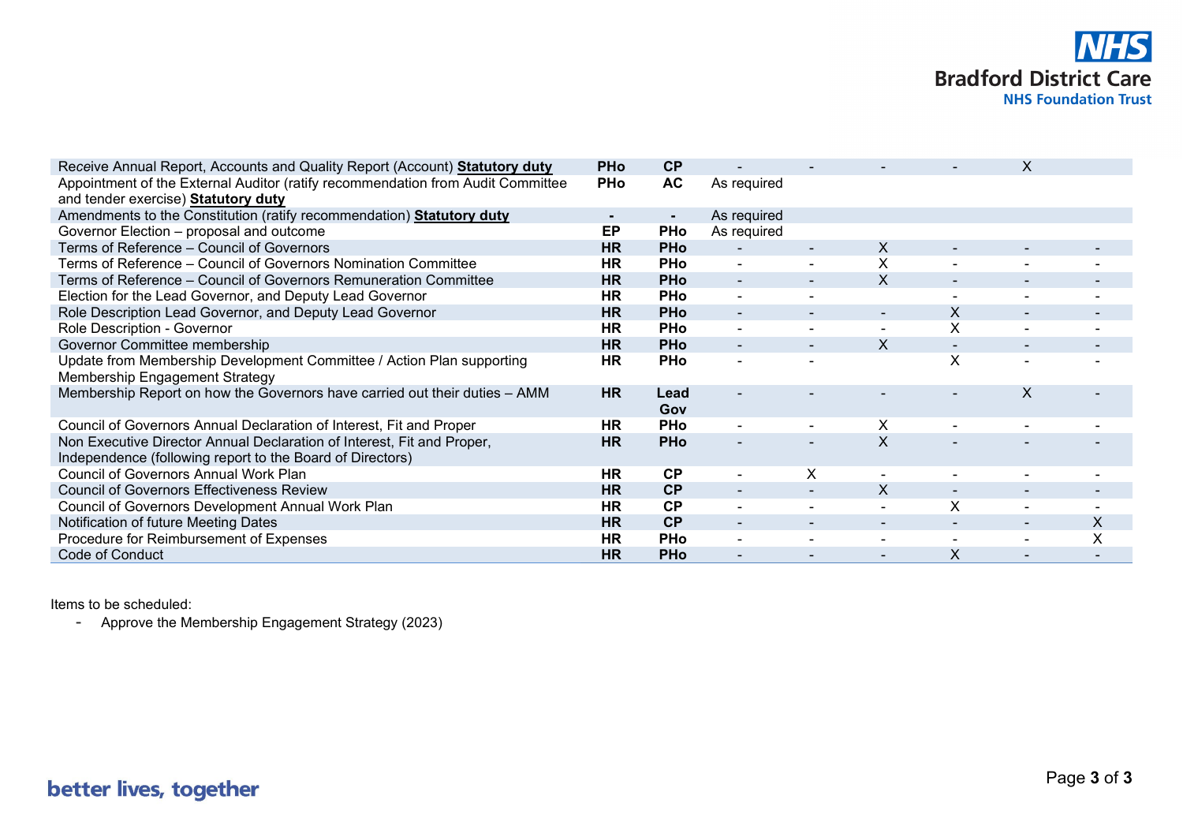| | | | | | | | | |
|---|---|---|---|---|---|---|---|---|
| Receive Annual Report, Accounts and Quality Report (Account) **Statutory duty** | **PHo** | **CP** | - | - | - | - | X | |
| Appointment of the External Auditor (ratify recommendation from Audit Committee and tender exercise) **Statutory duty** | **PHo** | **AC** | As required | | | | | |
| Amendments to the Constitution (ratify recommendation) **Statutory duty** | **-** | **-** | As required | | | | | |
| Governor Election – proposal and outcome | **EP** | **PHo** | As required | | | | | |
| Terms of Reference – Council of Governors | **HR** | **PHo** | - | - | X | - | - | - |
| Terms of Reference – Council of Governors Nomination Committee | **HR** | **PHo** | - | - | X | - | - | - |
| Terms of Reference – Council of Governors Remuneration Committee | **HR** | **PHo** | - | - | X | - | - | - |
| Election for the Lead Governor, and Deputy Lead Governor | **HR** | **PHo** | - | - | | - | - | - |
| Role Description Lead Governor, and Deputy Lead Governor | **HR** | **PHo** | - | - | - | X | - | - |
| Role Description - Governor | **HR** | **PHo** | - | - | - | X | - | - |
| Governor Committee membership | **HR** | **PHo** | - | - | X | - | - | - |
| Update from Membership Development Committee / Action Plan supporting Membership Engagement Strategy | **HR** | **PHo** | - | - | | X | - | - |
| Membership Report on how the Governors have carried out their duties – AMM | **HR** | **Lead Gov** | - | - | - | - | X | - |
| Council of Governors Annual Declaration of Interest, Fit and Proper | **HR** | **PHo** | - | - | X | - | - | - |
| Non Executive Director Annual Declaration of Interest, Fit and Proper, Independence (following report to the Board of Directors) | **HR** | **PHo** | - | - | X | - | - | - |
| Council of Governors Annual Work Plan | **HR** | **CP** | - | X | - | - | - | - |
| Council of Governors Effectiveness Review | **HR** | **CP** | - | - | X | - | - | - |
| Council of Governors Development Annual Work Plan | **HR** | **CP** | - | - | - | X | - | - |
| Notification of future Meeting Dates | **HR** | **CP** | - | - | - | - | - | X |
| Procedure for Reimbursement of Expenses | **HR** | **PHo** | - | - | - | - | - | X |
| Code of Conduct | **HR** | **PHo** | - | - | - | X | - | - |

Items to be scheduled:

- Approve the Membership Engagement Strategy (2023)

better lives, together